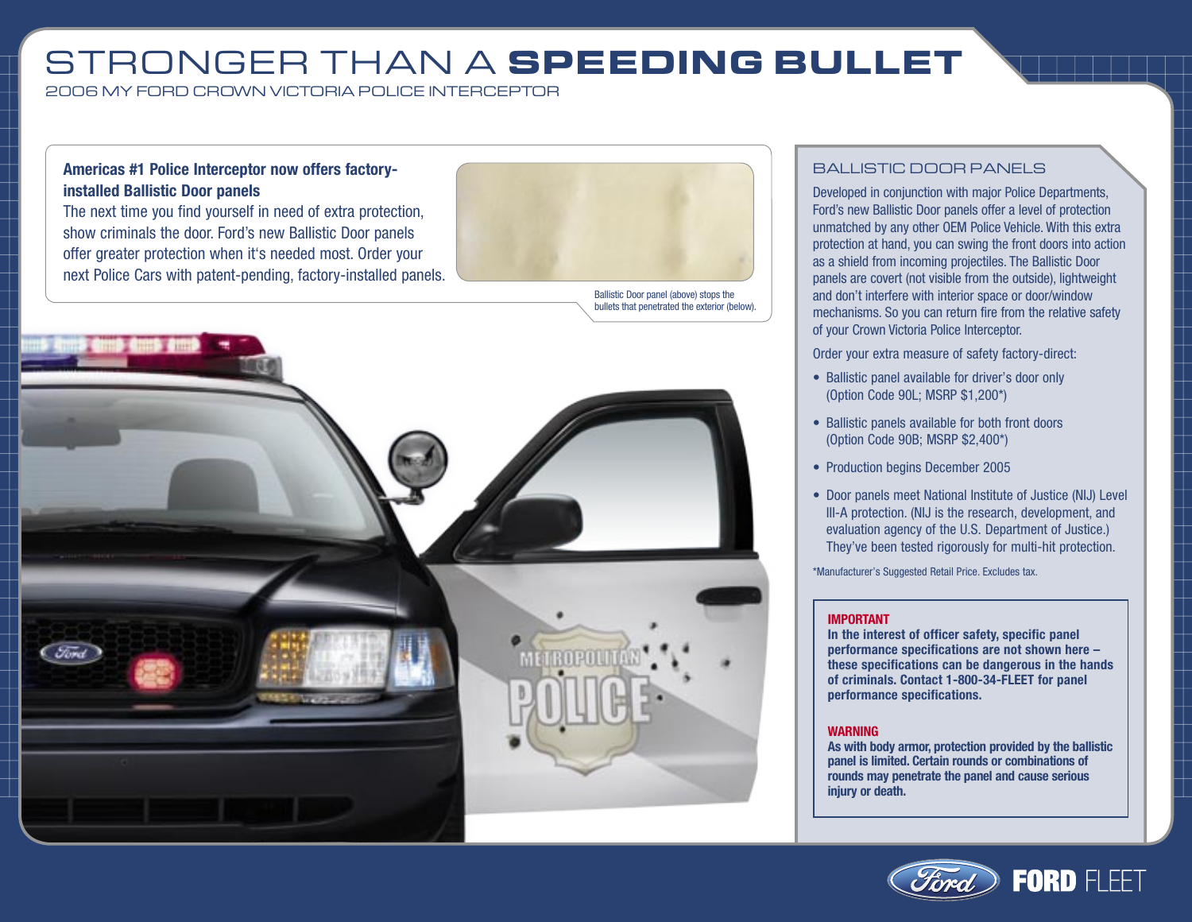# STRONGER THAN A **SPEEDING BULLET**

2006 MY FORD CROWN VICTORIA POLICE INTERCEPTOR

**Americas #1 Police Interceptor now offers factory-installed Ballistic Door panels**

The next time you find yourself in need of extra protection, show criminals the door. Ford's new Ballistic Door panels offer greater protection when it's needed most. Order your next Police Cars with patent-pending, factory-installed panels.

Ballistic Door panel (above) stops the bullets that penetrated the exterior (below).

## BALLISTIC DOOR PANELS

Developed in conjunction with major Police Departments, Ford's new Ballistic Door panels offer a level of protection unmatched by any other OEM Police Vehicle. With this extra protection at hand, you can swing the front doors into action as a shield from incoming projectiles. The Ballistic Door panels are covert (not visible from the outside), lightweight and don't interfere with interior space or door/window mechanisms. So you can return fire from the relative safety of your Crown Victoria Police Interceptor.

Order your extra measure of safety factory-direct:

- Ballistic panel available for driver's door only (Option Code 90L; MSRP $1,200*)
- Ballistic panels available for both front doors (Option Code 90B; MSRP $2,400*)
- Production begins December 2005
- Door panels meet National Institute of Justice (NIJ) Level III-A protection. (NIJ is the research, development, and evaluation agency of the U.S. Department of Justice.) They've been tested rigorously for multi-hit protection.

*Manufacturer's Suggested Retail Price. Excludes tax.

**IMPORTANT**
**In the interest of officer safety, specific panel performance specifications are not shown here – these specifications can be dangerous in the hands of criminals. Contact 1-800-34-FLEET for panel performance specifications.**

**WARNING**
**As with body armor, protection provided by the ballistic panel is limited. Certain rounds or combinations of rounds may penetrate the panel and cause serious injury or death.**

FORD FLEET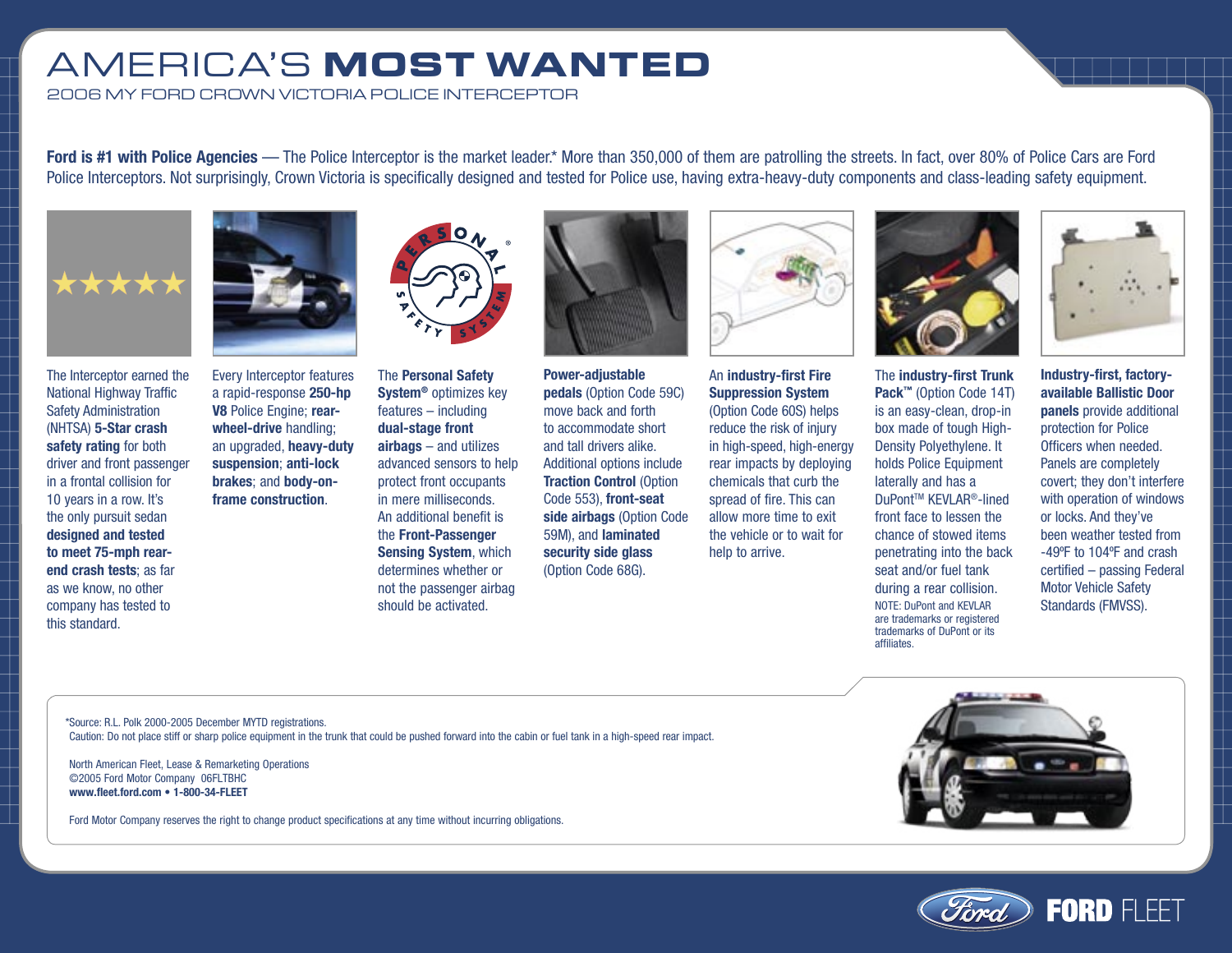# AMERICA'S **MOST WANTED**

2006 MY FORD CROWN VICTORIA POLICE INTERCEPTOR

**Ford is #1 with Police Agencies** — The Police Interceptor is the market leader.* More than 350,000 of them are patrolling the streets. In fact, over 80% of Police Cars are Ford Police Interceptors. Not surprisingly, Crown Victoria is specifically designed and tested for Police use, having extra-heavy-duty components and class-leading safety equipment.

The Interceptor earned the National Highway Traffic Safety Administration (NHTSA) **5-Star crash safety rating** for both driver and front passenger in a frontal collision for 10 years in a row. It's the only pursuit sedan **designed and tested to meet 75-mph rear-end crash tests**; as far as we know, no other company has tested to this standard.

Every Interceptor features a rapid-response **250-hp V8** Police Engine; **rear-wheel-drive** handling; an upgraded, **heavy-duty suspension**; **anti-lock brakes**; and **body-on-frame construction**.

The **Personal Safety System®** optimizes key features – including **dual-stage front airbags** – and utilizes advanced sensors to help protect front occupants in mere milliseconds. An additional benefit is the **Front-Passenger Sensing System**, which determines whether or not the passenger airbag should be activated.

**Power-adjustable pedals** (Option Code 59C) move back and forth to accommodate short and tall drivers alike. Additional options include **Traction Control** (Option Code 553), **front-seat side airbags** (Option Code 59M), and **laminated security side glass** (Option Code 68G).

An **industry-first Fire Suppression System** (Option Code 60S) helps reduce the risk of injury in high-speed, high-energy rear impacts by deploying chemicals that curb the spread of fire. This can allow more time to exit the vehicle or to wait for help to arrive.

The **industry-first Trunk Pack™** (Option Code 14T) is an easy-clean, drop-in box made of tough High-Density Polyethylene. It holds Police Equipment laterally and has a DuPont™ KEVLAR®-lined front face to lessen the chance of stowed items penetrating into the back seat and/or fuel tank during a rear collision.
NOTE: DuPont and KEVLAR are trademarks or registered trademarks of DuPont or its affiliates.

**Industry-first, factory-available Ballistic Door panels** provide additional protection for Police Officers when needed. Panels are completely covert; they don't interfere with operation of windows or locks. And they've been weather tested from -49ºF to 104ºF and crash certified – passing Federal Motor Vehicle Safety Standards (FMVSS).

*Source: R.L. Polk 2000-2005 December MYTD registrations.
Caution: Do not place stiff or sharp police equipment in the trunk that could be pushed forward into the cabin or fuel tank in a high-speed rear impact.

North American Fleet, Lease & Remarketing Operations
©2005 Ford Motor Company 06FLTBHC
**www.fleet.ford.com • 1-800-34-FLEET**

Ford Motor Company reserves the right to change product specifications at any time without incurring obligations.

**FORD** FLEET